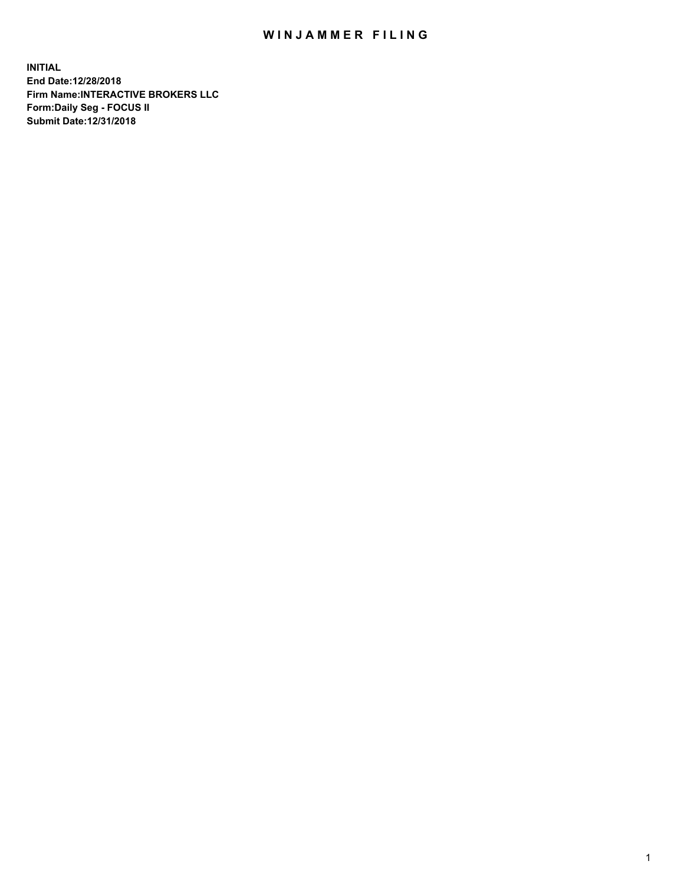# WINJAMMER FILING

**INITIAL**
**End Date:12/28/2018**
**Firm Name:INTERACTIVE BROKERS LLC**
**Form:Daily Seg - FOCUS II**
**Submit Date:12/31/2018**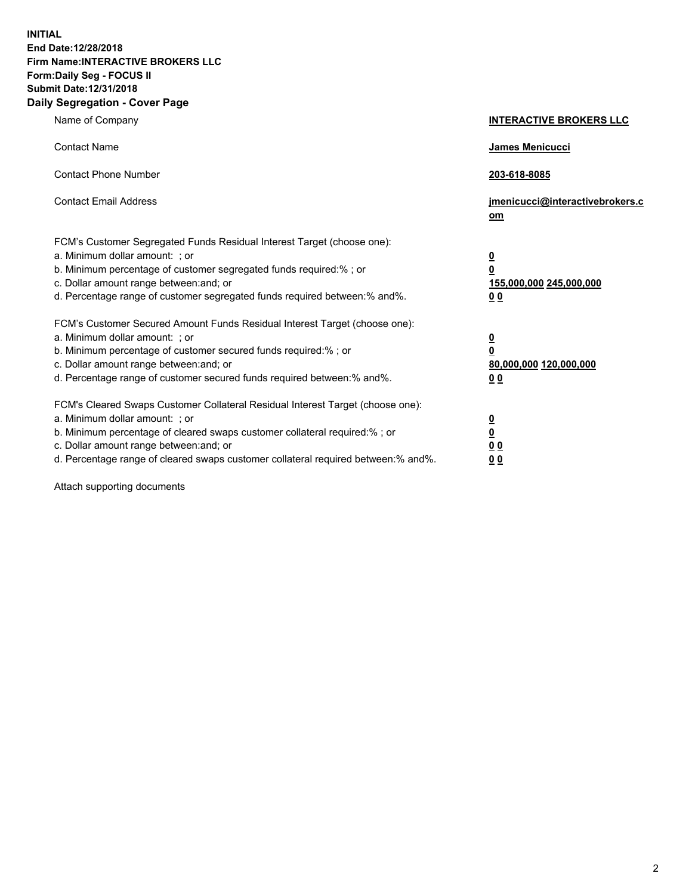**INITIAL**
**End Date:12/28/2018**
**Firm Name:INTERACTIVE BROKERS LLC**
**Form:Daily Seg - FOCUS II**
**Submit Date:12/31/2018**

## Daily Segregation - Cover Page

| | |
|---|---|
| Name of Company | **INTERACTIVE BROKERS LLC** |
| Contact Name | **James Menicucci** |
| Contact Phone Number | **203-618-8085** |
| Contact Email Address | **jmenicucci@interactivebrokers.com** |

FCM's Customer Segregated Funds Residual Interest Target (choose one):

| | |
|---|---|
| a. Minimum dollar amount: ; or | **0** |
| b. Minimum percentage of customer segregated funds required:% ; or | **0** |
| c. Dollar amount range between:and; or | **155,000,000 245,000,000** |
| d. Percentage range of customer segregated funds required between:% and%. | **0 0** |

FCM's Customer Secured Amount Funds Residual Interest Target (choose one):

| | |
|---|---|
| a. Minimum dollar amount: ; or | **0** |
| b. Minimum percentage of customer secured funds required:% ; or | **0** |
| c. Dollar amount range between:and; or | **80,000,000 120,000,000** |
| d. Percentage range of customer secured funds required between:% and%. | **0 0** |

FCM's Cleared Swaps Customer Collateral Residual Interest Target (choose one):

| | |
|---|---|
| a. Minimum dollar amount: ; or | **0** |
| b. Minimum percentage of cleared swaps customer collateral required:% ; or | **0** |
| c. Dollar amount range between:and; or | **0 0** |
| d. Percentage range of cleared swaps customer collateral required between:% and%. | **0 0** |

Attach supporting documents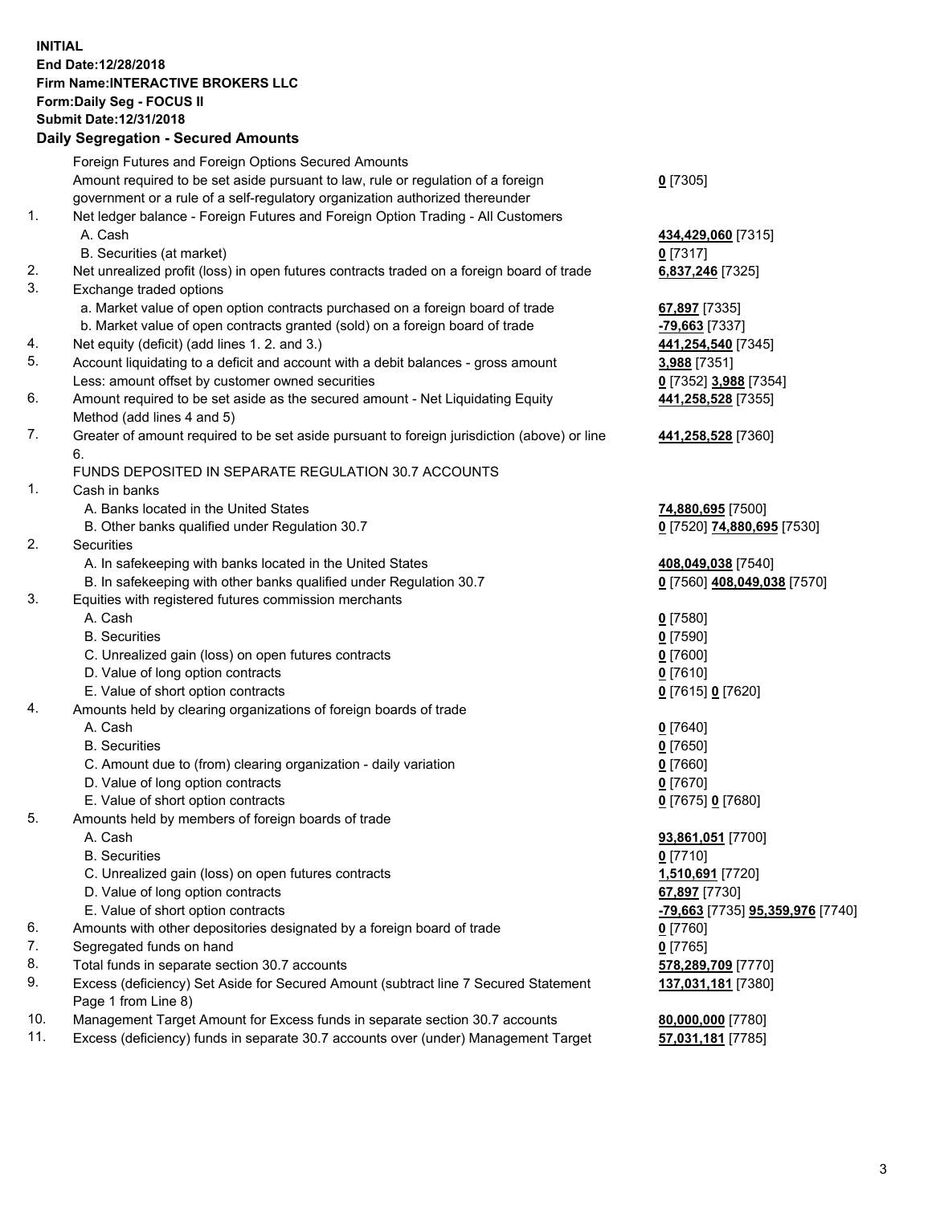**INITIAL**
**End Date:12/28/2018**
**Firm Name:INTERACTIVE BROKERS LLC**
**Form:Daily Seg - FOCUS II**
**Submit Date:12/31/2018**
**Daily Segregation - Secured Amounts**

| | | |
|---|---|---|
| | Foreign Futures and Foreign Options Secured Amounts | |
| | Amount required to be set aside pursuant to law, rule or regulation of a foreign government or a rule of a self-regulatory organization authorized thereunder | **0** [7305] |
| 1. | Net ledger balance - Foreign Futures and Foreign Option Trading - All Customers | |
| | A. Cash | **434,429,060** [7315] |
| | B. Securities (at market) | **0** [7317] |
| 2. | Net unrealized profit (loss) in open futures contracts traded on a foreign board of trade | **6,837,246** [7325] |
| 3. | Exchange traded options | |
| | a. Market value of open option contracts purchased on a foreign board of trade | **67,897** [7335] |
| | b. Market value of open contracts granted (sold) on a foreign board of trade | **-79,663** [7337] |
| 4. | Net equity (deficit) (add lines 1. 2. and 3.) | **441,254,540** [7345] |
| 5. | Account liquidating to a deficit and account with a debit balances - gross amount | **3,988** [7351] |
| | Less: amount offset by customer owned securities | **0** [7352] **3,988** [7354] |
| 6. | Amount required to be set aside as the secured amount - Net Liquidating Equity Method (add lines 4 and 5) | **441,258,528** [7355] |
| 7. | Greater of amount required to be set aside pursuant to foreign jurisdiction (above) or line 6. | **441,258,528** [7360] |
| | FUNDS DEPOSITED IN SEPARATE REGULATION 30.7 ACCOUNTS | |
| 1. | Cash in banks | |
| | A. Banks located in the United States | **74,880,695** [7500] |
| | B. Other banks qualified under Regulation 30.7 | **0** [7520] **74,880,695** [7530] |
| 2. | Securities | |
| | A. In safekeeping with banks located in the United States | **408,049,038** [7540] |
| | B. In safekeeping with other banks qualified under Regulation 30.7 | **0** [7560] **408,049,038** [7570] |
| 3. | Equities with registered futures commission merchants | |
| | A. Cash | **0** [7580] |
| | B. Securities | **0** [7590] |
| | C. Unrealized gain (loss) on open futures contracts | **0** [7600] |
| | D. Value of long option contracts | **0** [7610] |
| | E. Value of short option contracts | **0** [7615] **0** [7620] |
| 4. | Amounts held by clearing organizations of foreign boards of trade | |
| | A. Cash | **0** [7640] |
| | B. Securities | **0** [7650] |
| | C. Amount due to (from) clearing organization - daily variation | **0** [7660] |
| | D. Value of long option contracts | **0** [7670] |
| | E. Value of short option contracts | **0** [7675] **0** [7680] |
| 5. | Amounts held by members of foreign boards of trade | |
| | A. Cash | **93,861,051** [7700] |
| | B. Securities | **0** [7710] |
| | C. Unrealized gain (loss) on open futures contracts | **1,510,691** [7720] |
| | D. Value of long option contracts | **67,897** [7730] |
| | E. Value of short option contracts | **-79,663** [7735] **95,359,976** [7740] |
| 6. | Amounts with other depositories designated by a foreign board of trade | **0** [7760] |
| 7. | Segregated funds on hand | **0** [7765] |
| 8. | Total funds in separate section 30.7 accounts | **578,289,709** [7770] |
| 9. | Excess (deficiency) Set Aside for Secured Amount (subtract line 7 Secured Statement Page 1 from Line 8) | **137,031,181** [7380] |
| 10. | Management Target Amount for Excess funds in separate section 30.7 accounts | **80,000,000** [7780] |
| 11. | Excess (deficiency) funds in separate 30.7 accounts over (under) Management Target | **57,031,181** [7785] |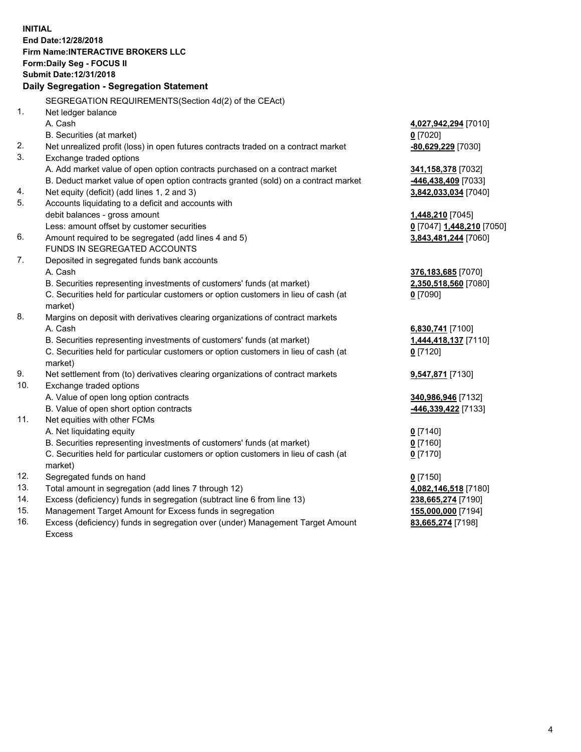**INITIAL**
**End Date:12/28/2018**
**Firm Name:INTERACTIVE BROKERS LLC**
**Form:Daily Seg - FOCUS II**
**Submit Date:12/31/2018**

### Daily Segregation - Segregation Statement

| | | |
|---|---|---|
| | SEGREGATION REQUIREMENTS(Section 4d(2) of the CEAct) | |
| 1. | Net ledger balance | |
| | A. Cash | **4,027,942,294** [7010] |
| | B. Securities (at market) | **0** [7020] |
| 2. | Net unrealized profit (loss) in open futures contracts traded on a contract market | **-80,629,229** [7030] |
| 3. | Exchange traded options | |
| | A. Add market value of open option contracts purchased on a contract market | **341,158,378** [7032] |
| | B. Deduct market value of open option contracts granted (sold) on a contract market | **-446,438,409** [7033] |
| 4. | Net equity (deficit) (add lines 1, 2 and 3) | **3,842,033,034** [7040] |
| 5. | Accounts liquidating to a deficit and accounts with debit balances - gross amount | **1,448,210** [7045] |
| | Less: amount offset by customer securities | **0** [7047] **1,448,210** [7050] |
| 6. | Amount required to be segregated (add lines 4 and 5) | **3,843,481,244** [7060] |
| | FUNDS IN SEGREGATED ACCOUNTS | |
| 7. | Deposited in segregated funds bank accounts | |
| | A. Cash | **376,183,685** [7070] |
| | B. Securities representing investments of customers' funds (at market) | **2,350,518,560** [7080] |
| | C. Securities held for particular customers or option customers in lieu of cash (at market) | **0** [7090] |
| 8. | Margins on deposit with derivatives clearing organizations of contract markets | |
| | A. Cash | **6,830,741** [7100] |
| | B. Securities representing investments of customers' funds (at market) | **1,444,418,137** [7110] |
| | C. Securities held for particular customers or option customers in lieu of cash (at market) | **0** [7120] |
| 9. | Net settlement from (to) derivatives clearing organizations of contract markets | **9,547,871** [7130] |
| 10. | Exchange traded options | |
| | A. Value of open long option contracts | **340,986,946** [7132] |
| | B. Value of open short option contracts | **-446,339,422** [7133] |
| 11. | Net equities with other FCMs | |
| | A. Net liquidating equity | **0** [7140] |
| | B. Securities representing investments of customers' funds (at market) | **0** [7160] |
| | C. Securities held for particular customers or option customers in lieu of cash (at market) | **0** [7170] |
| 12. | Segregated funds on hand | **0** [7150] |
| 13. | Total amount in segregation (add lines 7 through 12) | **4,082,146,518** [7180] |
| 14. | Excess (deficiency) funds in segregation (subtract line 6 from line 13) | **238,665,274** [7190] |
| 15. | Management Target Amount for Excess funds in segregation | **155,000,000** [7194] |
| 16. | Excess (deficiency) funds in segregation over (under) Management Target Amount Excess | **83,665,274** [7198] |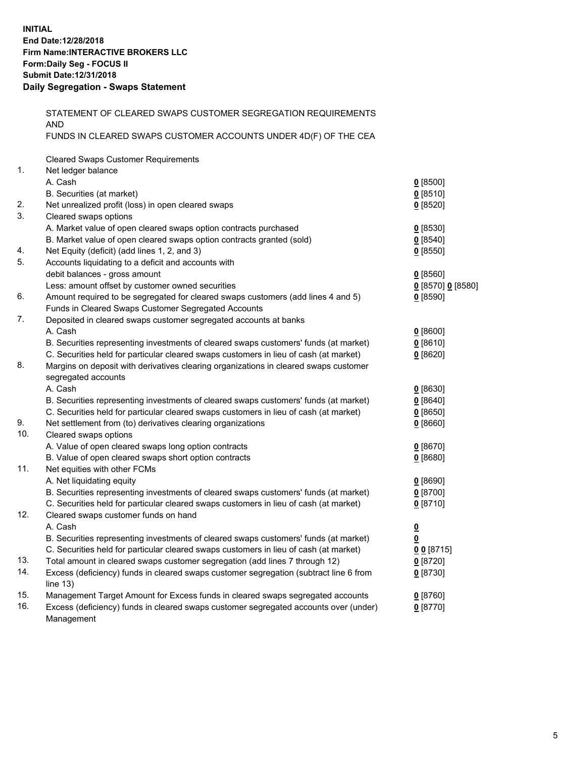**INITIAL**
**End Date:12/28/2018**
**Firm Name:INTERACTIVE BROKERS LLC**
**Form:Daily Seg - FOCUS II**
**Submit Date:12/31/2018**
**Daily Segregation - Swaps Statement**

STATEMENT OF CLEARED SWAPS CUSTOMER SEGREGATION REQUIREMENTS AND FUNDS IN CLEARED SWAPS CUSTOMER ACCOUNTS UNDER 4D(F) OF THE CEA

| | | |
|---|---|---|
| | Cleared Swaps Customer Requirements | |
| 1. | Net ledger balance | |
| | A. Cash | 0 [8500] |
| | B. Securities (at market) | 0 [8510] |
| 2. | Net unrealized profit (loss) in open cleared swaps | 0 [8520] |
| 3. | Cleared swaps options | |
| | A. Market value of open cleared swaps option contracts purchased | 0 [8530] |
| | B. Market value of open cleared swaps option contracts granted (sold) | 0 [8540] |
| 4. | Net Equity (deficit) (add lines 1, 2, and 3) | 0 [8550] |
| 5. | Accounts liquidating to a deficit and accounts with debit balances - gross amount | 0 [8560] |
| | Less: amount offset by customer owned securities | 0 [8570] 0 [8580] |
| 6. | Amount required to be segregated for cleared swaps customers (add lines 4 and 5) | 0 [8590] |
| | Funds in Cleared Swaps Customer Segregated Accounts | |
| 7. | Deposited in cleared swaps customer segregated accounts at banks | |
| | A. Cash | 0 [8600] |
| | B. Securities representing investments of cleared swaps customers' funds (at market) | 0 [8610] |
| | C. Securities held for particular cleared swaps customers in lieu of cash (at market) | 0 [8620] |
| 8. | Margins on deposit with derivatives clearing organizations in cleared swaps customer segregated accounts | |
| | A. Cash | 0 [8630] |
| | B. Securities representing investments of cleared swaps customers' funds (at market) | 0 [8640] |
| | C. Securities held for particular cleared swaps customers in lieu of cash (at market) | 0 [8650] |
| 9. | Net settlement from (to) derivatives clearing organizations | 0 [8660] |
| 10. | Cleared swaps options | |
| | A. Value of open cleared swaps long option contracts | 0 [8670] |
| | B. Value of open cleared swaps short option contracts | 0 [8680] |
| 11. | Net equities with other FCMs | |
| | A. Net liquidating equity | 0 [8690] |
| | B. Securities representing investments of cleared swaps customers' funds (at market) | 0 [8700] |
| | C. Securities held for particular cleared swaps customers in lieu of cash (at market) | 0 [8710] |
| 12. | Cleared swaps customer funds on hand | |
| | A. Cash | 0 |
| | B. Securities representing investments of cleared swaps customers' funds (at market) | 0 |
| | C. Securities held for particular cleared swaps customers in lieu of cash (at market) | 0 0 [8715] |
| 13. | Total amount in cleared swaps customer segregation (add lines 7 through 12) | 0 [8720] |
| 14. | Excess (deficiency) funds in cleared swaps customer segregation (subtract line 6 from line 13) | 0 [8730] |
| 15. | Management Target Amount for Excess funds in cleared swaps segregated accounts | 0 [8760] |
| 16. | Excess (deficiency) funds in cleared swaps customer segregated accounts over (under) Management | 0 [8770] |